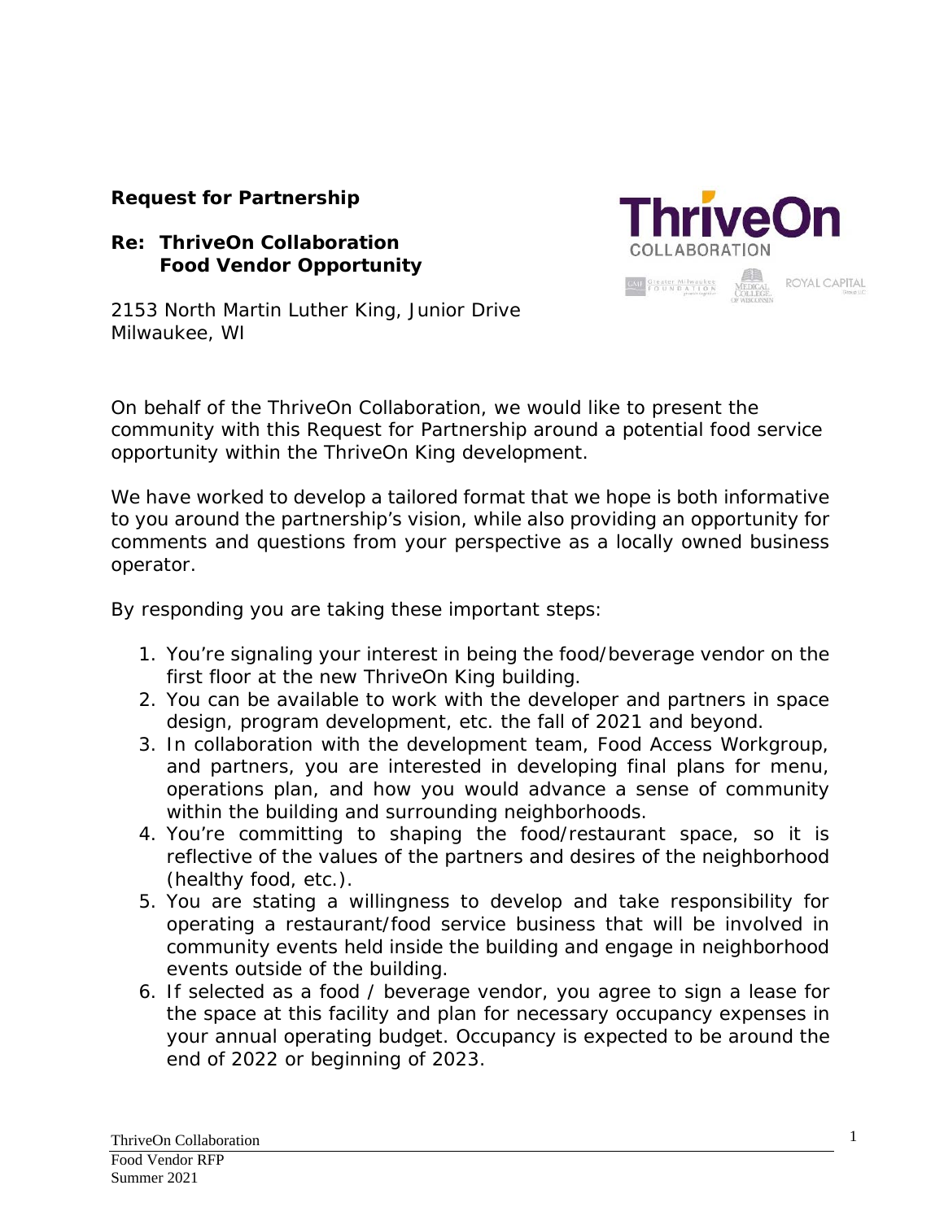**Request for Partnership**

**Re: ThriveOn Collaboration**
**Food Vendor Opportunity**

2153 North Martin Luther King, Junior Drive
Milwaukee, WI

On behalf of the ThriveOn Collaboration, we would like to present the community with this Request for Partnership around a potential food service opportunity within the ThriveOn King development.

We have worked to develop a tailored format that we hope is both informative to you around the partnership's vision, while also providing an opportunity for comments and questions from your perspective as a locally owned business operator.

By responding you are taking these important steps:

1. You're signaling your interest in being the food/beverage vendor on the first floor at the new ThriveOn King building.
2. You can be available to work with the developer and partners in space design, program development, etc. the fall of 2021 and beyond.
3. In collaboration with the development team, Food Access Workgroup, and partners, you are interested in developing final plans for menu, operations plan, and how you would advance a sense of community within the building and surrounding neighborhoods.
4. You're committing to shaping the food/restaurant space, so it is reflective of the values of the partners and desires of the neighborhood (healthy food, etc.).
5. You are stating a willingness to develop and take responsibility for operating a restaurant/food service business that will be involved in community events held inside the building and engage in neighborhood events outside of the building.
6. If selected as a food / beverage vendor, you agree to sign a lease for the space at this facility and plan for necessary occupancy expenses in your annual operating budget. Occupancy is expected to be around the end of 2022 or beginning of 2023.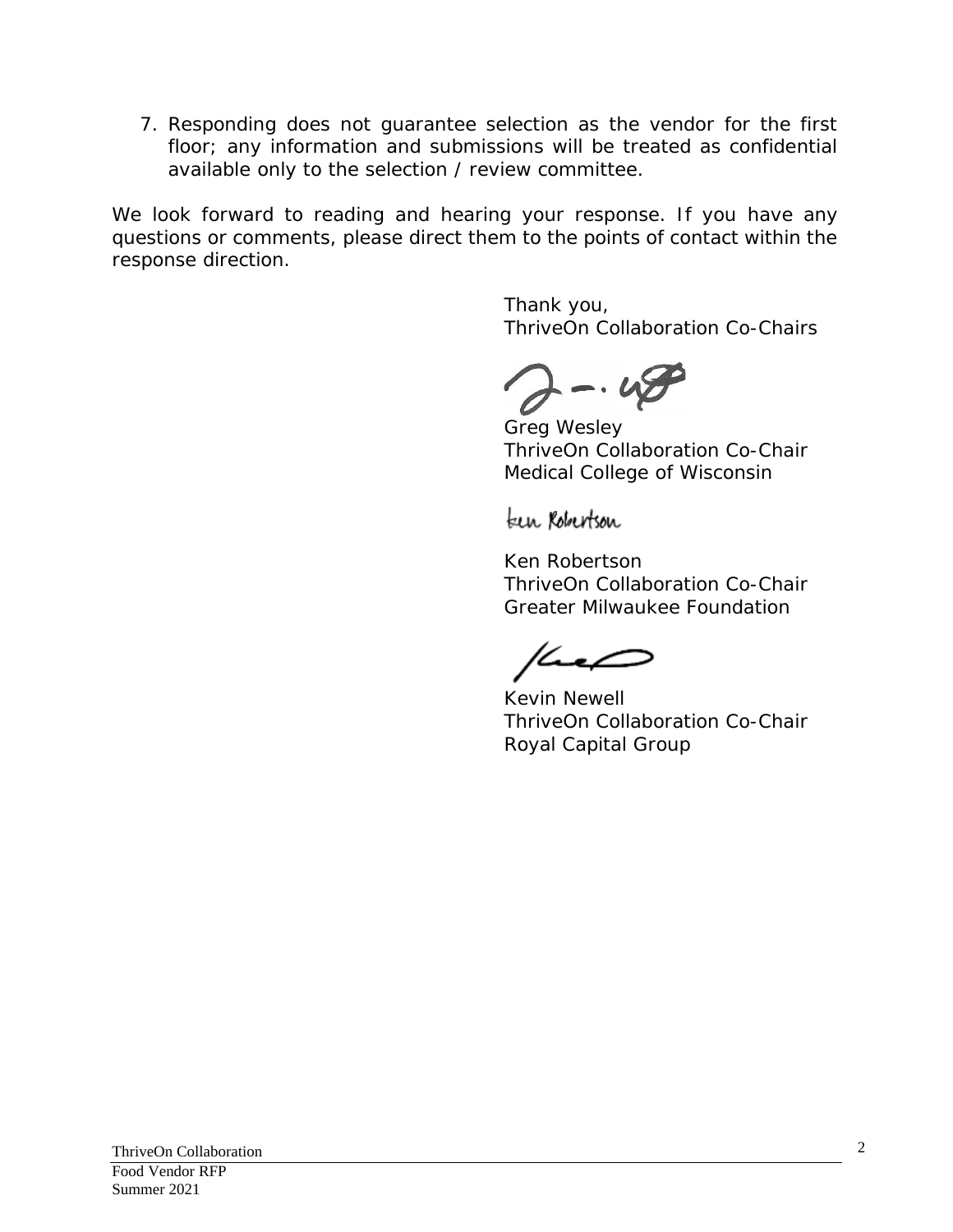7. Responding does not guarantee selection as the vendor for the first floor; any information and submissions will be treated as confidential available only to the selection / review committee.

We look forward to reading and hearing your response. If you have any questions or comments, please direct them to the points of contact within the response direction.

Thank you,
ThriveOn Collaboration Co-Chairs

Greg Wesley
ThriveOn Collaboration Co-Chair
Medical College of Wisconsin

Ken Robertson
ThriveOn Collaboration Co-Chair
Greater Milwaukee Foundation

Kevin Newell
ThriveOn Collaboration Co-Chair
Royal Capital Group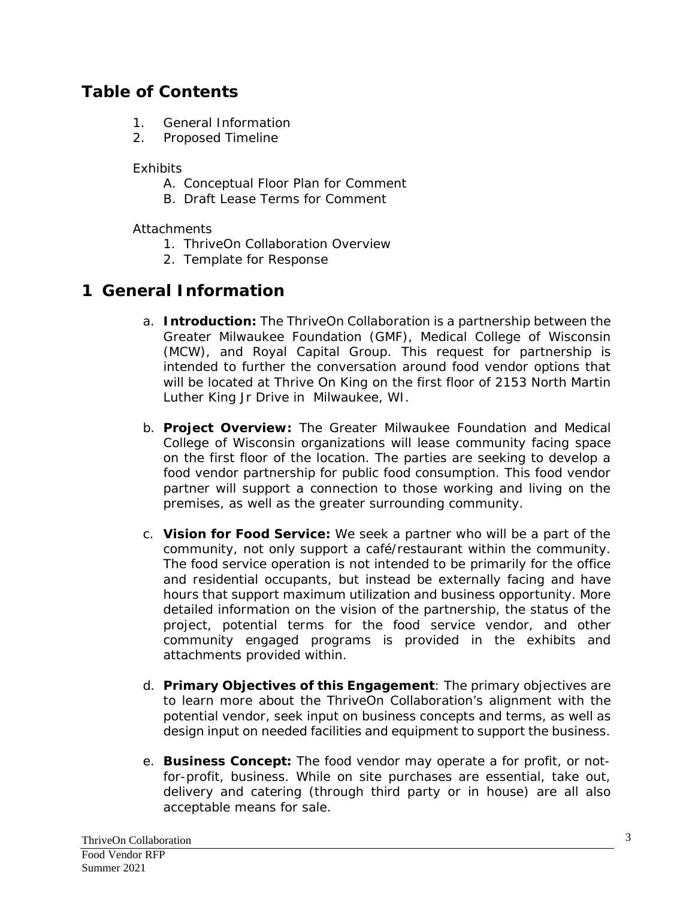## Table of Contents

1. General Information
2. Proposed Timeline

Exhibits

A. Conceptual Floor Plan for Comment
B. Draft Lease Terms for Comment

Attachments

1. ThriveOn Collaboration Overview
2. Template for Response

# 1 General Information

a. **Introduction:** The ThriveOn Collaboration is a partnership between the Greater Milwaukee Foundation (GMF), Medical College of Wisconsin (MCW), and Royal Capital Group. This request for partnership is intended to further the conversation around food vendor options that will be located at Thrive On King on the first floor of 2153 North Martin Luther King Jr Drive in Milwaukee, WI.

b. **Project Overview:** The Greater Milwaukee Foundation and Medical College of Wisconsin organizations will lease community facing space on the first floor of the location. The parties are seeking to develop a food vendor partnership for public food consumption. This food vendor partner will support a connection to those working and living on the premises, as well as the greater surrounding community.

c. **Vision for Food Service:** We seek a partner who will be a part of the community, not only support a café/restaurant within the community. The food service operation is not intended to be primarily for the office and residential occupants, but instead be externally facing and have hours that support maximum utilization and business opportunity. More detailed information on the vision of the partnership, the status of the project, potential terms for the food service vendor, and other community engaged programs is provided in the exhibits and attachments provided within.

d. **Primary Objectives of this Engagement**: The primary objectives are to learn more about the ThriveOn Collaboration's alignment with the potential vendor, seek input on business concepts and terms, as well as design input on needed facilities and equipment to support the business.

e. **Business Concept:** The food vendor may operate a for profit, or not-for-profit, business. While on site purchases are essential, take out, delivery and catering (through third party or in house) are all also acceptable means for sale.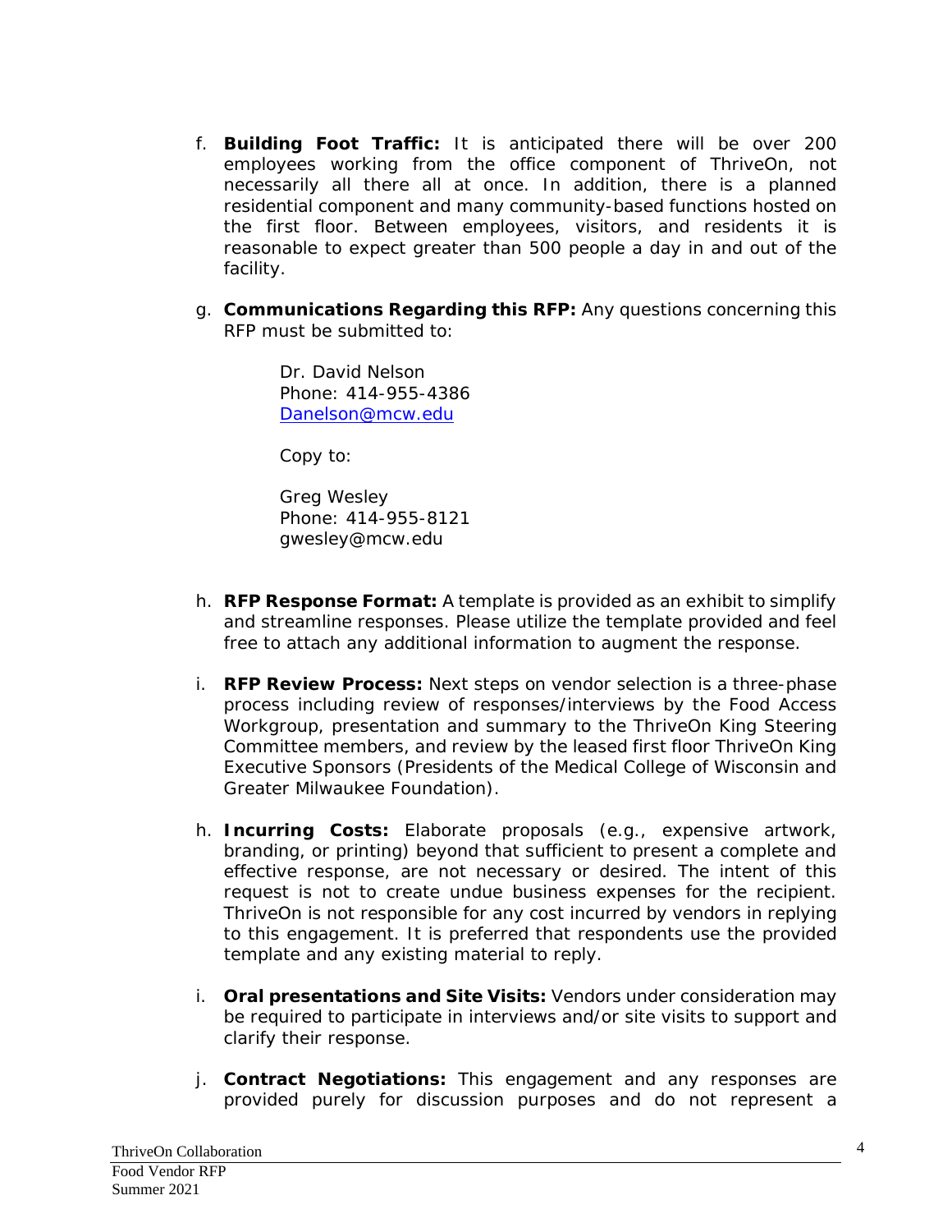f. **Building Foot Traffic:** It is anticipated there will be over 200 employees working from the office component of ThriveOn, not necessarily all there all at once. In addition, there is a planned residential component and many community-based functions hosted on the first floor. Between employees, visitors, and residents it is reasonable to expect greater than 500 people a day in and out of the facility.

g. **Communications Regarding this RFP:** Any questions concerning this RFP must be submitted to:

   Dr. David Nelson
   Phone: 414-955-4386
   Danelson@mcw.edu

   Copy to:

   Greg Wesley
   Phone: 414-955-8121
   gwesley@mcw.edu

h. **RFP Response Format:** A template is provided as an exhibit to simplify and streamline responses. Please utilize the template provided and feel free to attach any additional information to augment the response.

i. **RFP Review Process:** Next steps on vendor selection is a three-phase process including review of responses/interviews by the Food Access Workgroup, presentation and summary to the ThriveOn King Steering Committee members, and review by the leased first floor ThriveOn King Executive Sponsors (Presidents of the Medical College of Wisconsin and Greater Milwaukee Foundation).

h. **Incurring Costs:** Elaborate proposals (e.g., expensive artwork, branding, or printing) beyond that sufficient to present a complete and effective response, are not necessary or desired. The intent of this request is not to create undue business expenses for the recipient. ThriveOn is not responsible for any cost incurred by vendors in replying to this engagement. It is preferred that respondents use the provided template and any existing material to reply.

i. **Oral presentations and Site Visits:** Vendors under consideration may be required to participate in interviews and/or site visits to support and clarify their response.

j. **Contract Negotiations:** This engagement and any responses are provided purely for discussion purposes and do not represent a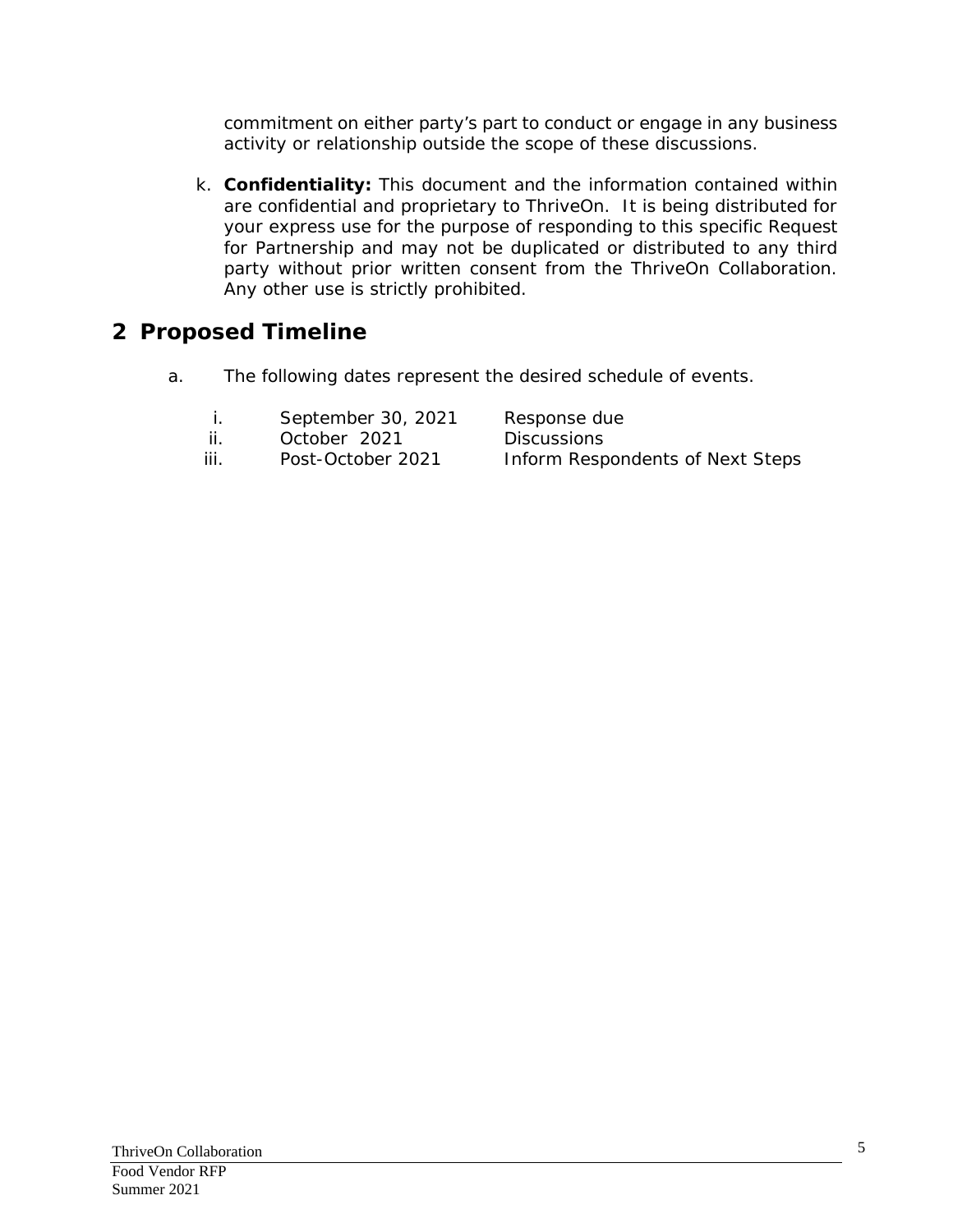commitment on either party's part to conduct or engage in any business activity or relationship outside the scope of these discussions.

k. **Confidentiality:** This document and the information contained within are confidential and proprietary to ThriveOn. It is being distributed for your express use for the purpose of responding to this specific Request for Partnership and may not be duplicated or distributed to any third party without prior written consent from the ThriveOn Collaboration. Any other use is strictly prohibited.

## 2 Proposed Timeline

a. The following dates represent the desired schedule of events.

| | | |
|---|---|---|
| i. | September 30, 2021 | Response due |
| ii. | October 2021 | Discussions |
| iii. | Post-October 2021 | Inform Respondents of Next Steps |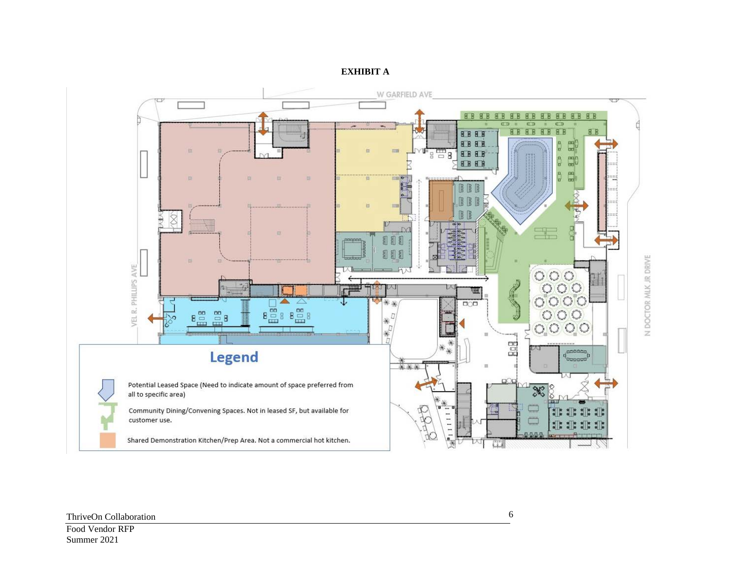**EXHIBIT A**

W GARFIELD AVE

VEL R. PHILLIPS AVE

N DOCTOR MLK JR DRIVE

## Legend

Potential Leased Space (Need to indicate amount of space preferred from all to specific area)

Community Dining/Convening Spaces. Not in leased SF, but available for customer use.

Shared Demonstration Kitchen/Prep Area. Not a commercial hot kitchen.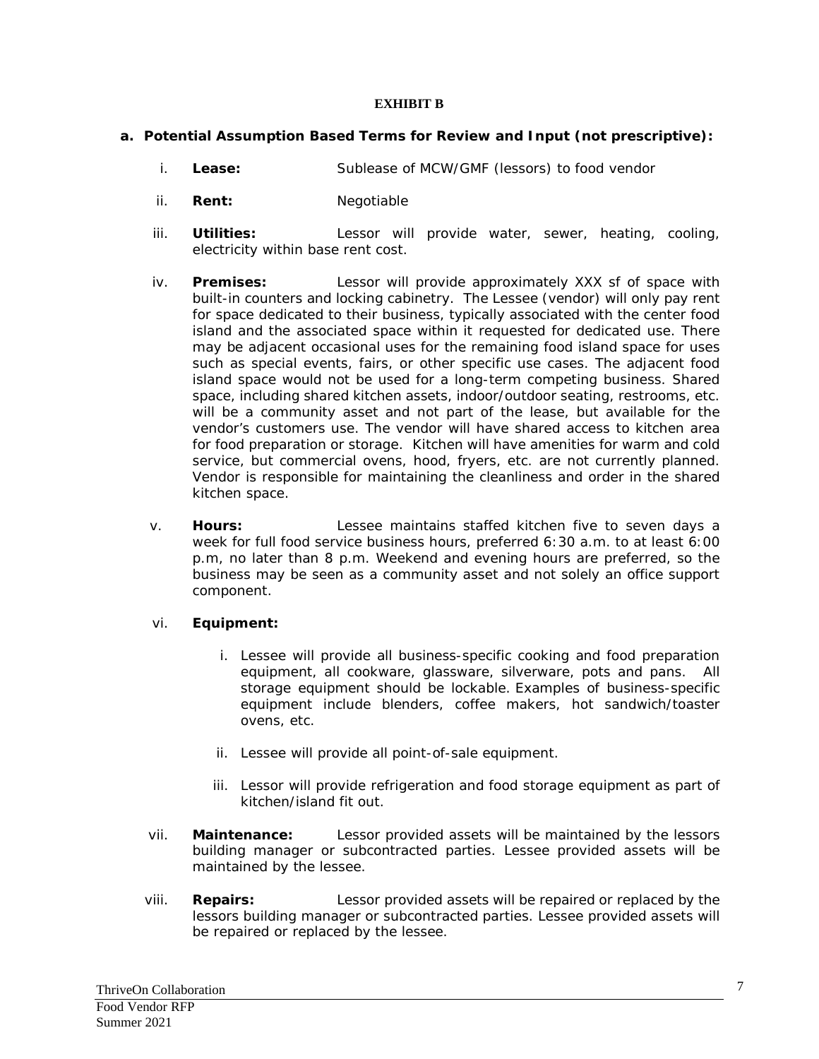**EXHIBIT B**

**a. Potential Assumption Based Terms for Review and Input (not prescriptive):**

i. **Lease:** Sublease of MCW/GMF (lessors) to food vendor

ii. **Rent:** Negotiable

iii. **Utilities:** Lessor will provide water, sewer, heating, cooling, electricity within base rent cost.

iv. **Premises:** Lessor will provide approximately XXX sf of space with built-in counters and locking cabinetry. The Lessee (vendor) will only pay rent for space dedicated to their business, typically associated with the center food island and the associated space within it requested for dedicated use. There may be adjacent occasional uses for the remaining food island space for uses such as special events, fairs, or other specific use cases. The adjacent food island space would not be used for a long-term competing business. Shared space, including shared kitchen assets, indoor/outdoor seating, restrooms, etc. will be a community asset and not part of the lease, but available for the vendor's customers use. The vendor will have shared access to kitchen area for food preparation or storage. Kitchen will have amenities for warm and cold service, but commercial ovens, hood, fryers, etc. are not currently planned. Vendor is responsible for maintaining the cleanliness and order in the shared kitchen space.

v. **Hours:** Lessee maintains staffed kitchen five to seven days a week for full food service business hours, preferred 6:30 a.m. to at least 6:00 p.m, no later than 8 p.m. Weekend and evening hours are preferred, so the business may be seen as a community asset and not solely an office support component.

vi. **Equipment:**

   i. Lessee will provide all business-specific cooking and food preparation equipment, all cookware, glassware, silverware, pots and pans. All storage equipment should be lockable. Examples of business-specific equipment include blenders, coffee makers, hot sandwich/toaster ovens, etc.

   ii. Lessee will provide all point-of-sale equipment.

   iii. Lessor will provide refrigeration and food storage equipment as part of kitchen/island fit out.

vii. **Maintenance:** Lessor provided assets will be maintained by the lessors building manager or subcontracted parties. Lessee provided assets will be maintained by the lessee.

viii. **Repairs:** Lessor provided assets will be repaired or replaced by the lessors building manager or subcontracted parties. Lessee provided assets will be repaired or replaced by the lessee.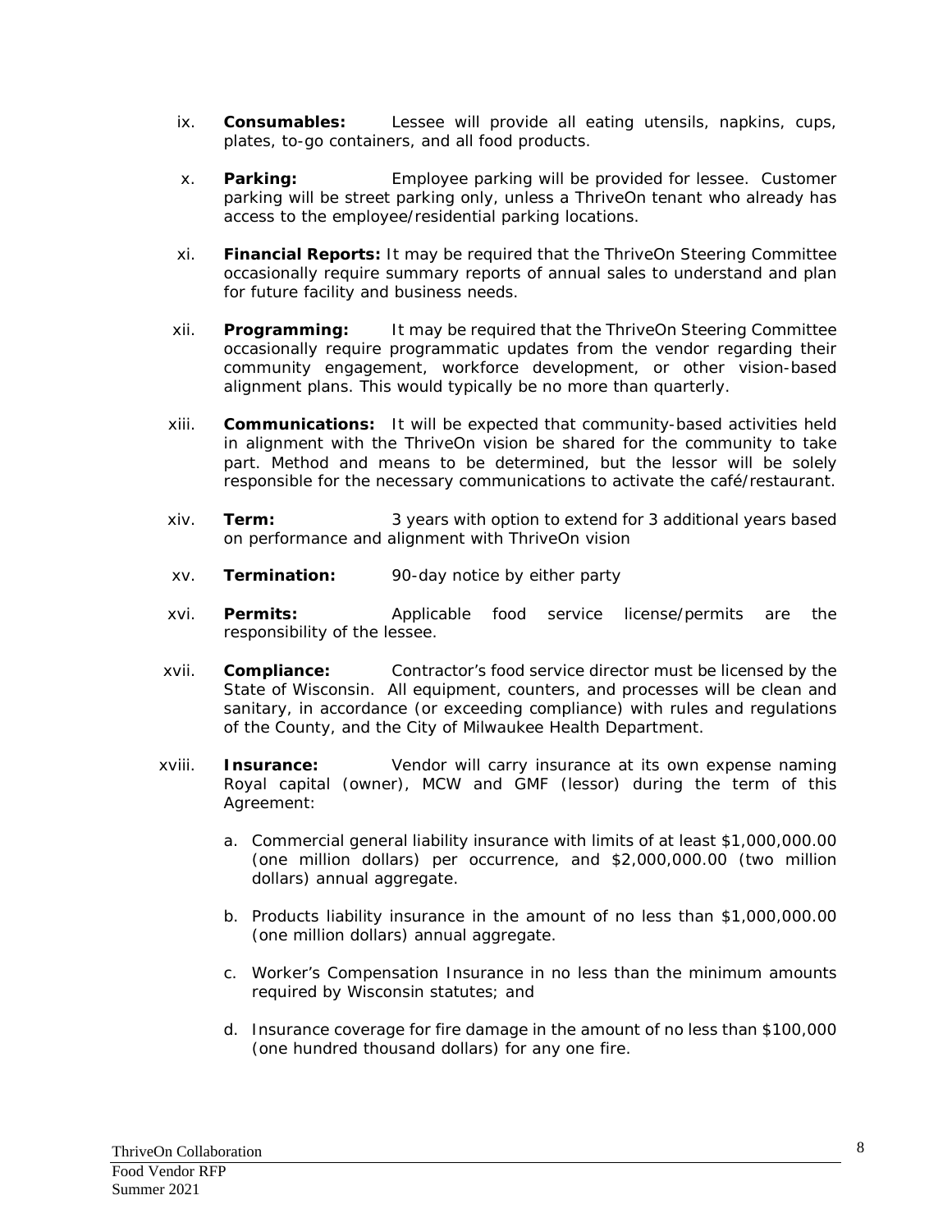ix. **Consumables:** Lessee will provide all eating utensils, napkins, cups, plates, to-go containers, and all food products.

x. **Parking:** Employee parking will be provided for lessee. Customer parking will be street parking only, unless a ThriveOn tenant who already has access to the employee/residential parking locations.

xi. **Financial Reports:** It may be required that the ThriveOn Steering Committee occasionally require summary reports of annual sales to understand and plan for future facility and business needs.

xii. **Programming:** It may be required that the ThriveOn Steering Committee occasionally require programmatic updates from the vendor regarding their community engagement, workforce development, or other vision-based alignment plans. This would typically be no more than quarterly.

xiii. **Communications:** It will be expected that community-based activities held in alignment with the ThriveOn vision be shared for the community to take part. Method and means to be determined, but the lessor will be solely responsible for the necessary communications to activate the café/restaurant.

xiv. **Term:** 3 years with option to extend for 3 additional years based on performance and alignment with ThriveOn vision

xv. **Termination:** 90-day notice by either party

xvi. **Permits:** Applicable food service license/permits are the responsibility of the lessee.

xvii. **Compliance:** Contractor's food service director must be licensed by the State of Wisconsin. All equipment, counters, and processes will be clean and sanitary, in accordance (or exceeding compliance) with rules and regulations of the County, and the City of Milwaukee Health Department.

xviii. **Insurance:** Vendor will carry insurance at its own expense naming Royal capital (owner), MCW and GMF (lessor) during the term of this Agreement:

   a. Commercial general liability insurance with limits of at least $1,000,000.00 (one million dollars) per occurrence, and $2,000,000.00 (two million dollars) annual aggregate.

   b. Products liability insurance in the amount of no less than $1,000,000.00 (one million dollars) annual aggregate.

   c. Worker's Compensation Insurance in no less than the minimum amounts required by Wisconsin statutes; and

   d. Insurance coverage for fire damage in the amount of no less than $100,000 (one hundred thousand dollars) for any one fire.